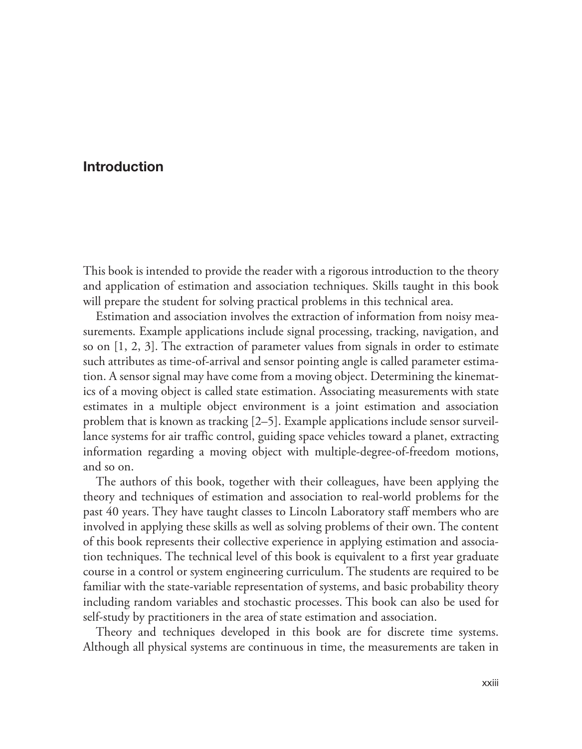# Introduction

This book is intended to provide the reader with a rigorous introduction to the theory and application of estimation and association techniques. Skills taught in this book will prepare the student for solving practical problems in this technical area.

Estimation and association involves the extraction of information from noisy measurements. Example applications include signal processing, tracking, navigation, and so on [1, 2, 3]. The extraction of parameter values from signals in order to estimate such attributes as time-of-arrival and sensor pointing angle is called parameter estimation. A sensor signal may have come from a moving object. Determining the kinematics of a moving object is called state estimation. Associating measurements with state estimates in a multiple object environment is a joint estimation and association problem that is known as tracking [2–5]. Example applications include sensor surveillance systems for air traffic control, guiding space vehicles toward a planet, extracting information regarding a moving object with multiple-degree-of-freedom motions, and so on.

The authors of this book, together with their colleagues, have been applying the theory and techniques of estimation and association to real-world problems for the past 40 years. They have taught classes to Lincoln Laboratory staff members who are involved in applying these skills as well as solving problems of their own. The content of this book represents their collective experience in applying estimation and association techniques. The technical level of this book is equivalent to a first year graduate course in a control or system engineering curriculum. The students are required to be familiar with the state-variable representation of systems, and basic probability theory including random variables and stochastic processes. This book can also be used for self-study by practitioners in the area of state estimation and association.

Theory and techniques developed in this book are for discrete time systems. Although all physical systems are continuous in time, the measurements are taken in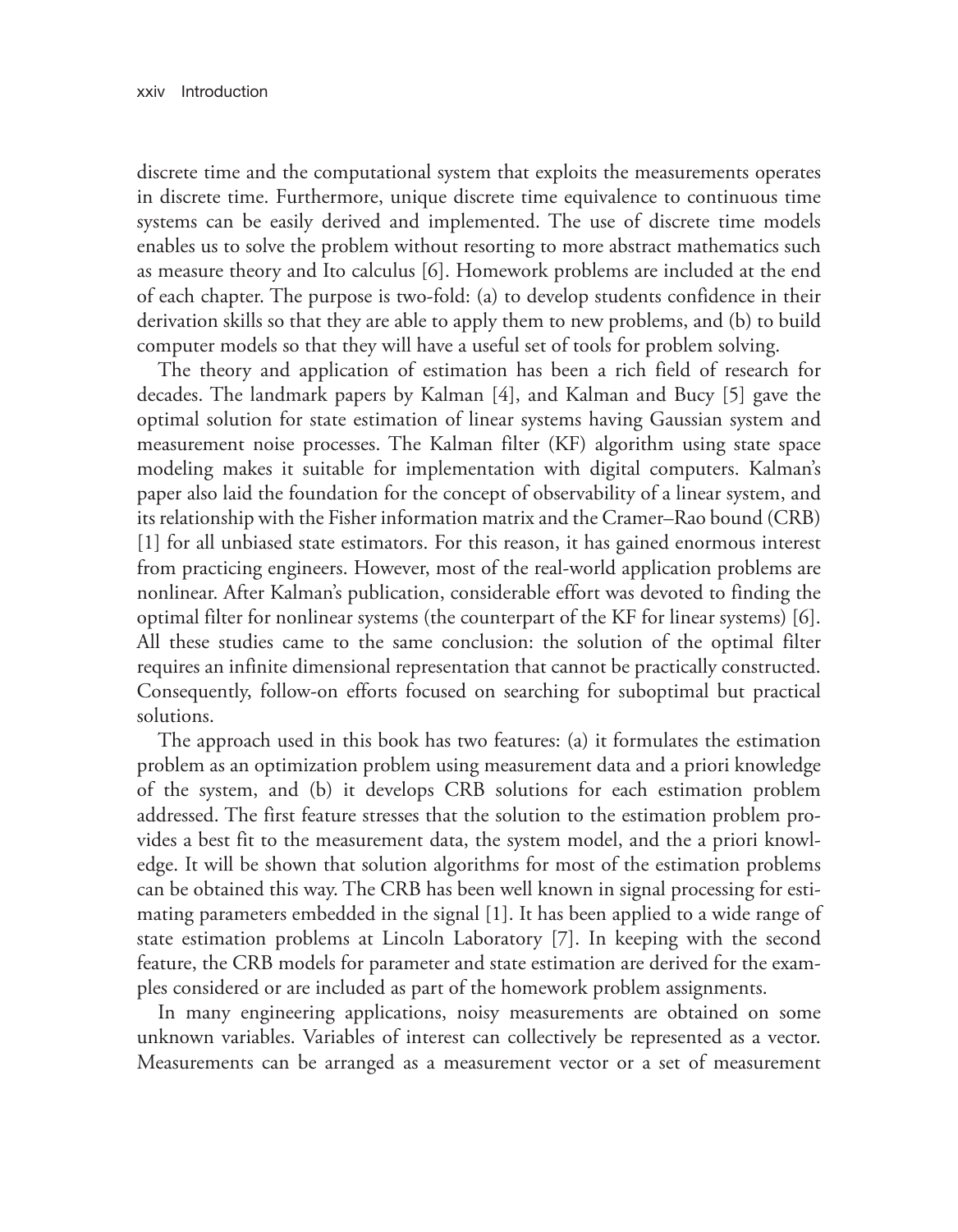discrete time and the computational system that exploits the measurements operates in discrete time. Furthermore, unique discrete time equivalence to continuous time systems can be easily derived and implemented. The use of discrete time models enables us to solve the problem without resorting to more abstract mathematics such as measure theory and Ito calculus [6]. Homework problems are included at the end of each chapter. The purpose is two-fold: (a) to develop students confidence in their derivation skills so that they are able to apply them to new problems, and (b) to build computer models so that they will have a useful set of tools for problem solving.

The theory and application of estimation has been a rich field of research for decades. The landmark papers by Kalman [4], and Kalman and Bucy [5] gave the optimal solution for state estimation of linear systems having Gaussian system and measurement noise processes. The Kalman filter (KF) algorithm using state space modeling makes it suitable for implementation with digital computers. Kalman's paper also laid the foundation for the concept of observability of a linear system, and its relationship with the Fisher information matrix and the Cramer–Rao bound (CRB) [1] for all unbiased state estimators. For this reason, it has gained enormous interest from practicing engineers. However, most of the real-world application problems are nonlinear. After Kalman's publication, considerable effort was devoted to finding the optimal filter for nonlinear systems (the counterpart of the KF for linear systems) [6]. All these studies came to the same conclusion: the solution of the optimal filter requires an infinite dimensional representation that cannot be practically constructed. Consequently, follow-on efforts focused on searching for suboptimal but practical solutions.

The approach used in this book has two features: (a) it formulates the estimation problem as an optimization problem using measurement data and a priori knowledge of the system, and (b) it develops CRB solutions for each estimation problem addressed. The first feature stresses that the solution to the estimation problem provides a best fit to the measurement data, the system model, and the a priori knowledge. It will be shown that solution algorithms for most of the estimation problems can be obtained this way. The CRB has been well known in signal processing for estimating parameters embedded in the signal [1]. It has been applied to a wide range of state estimation problems at Lincoln Laboratory [7]. In keeping with the second feature, the CRB models for parameter and state estimation are derived for the examples considered or are included as part of the homework problem assignments.

In many engineering applications, noisy measurements are obtained on some unknown variables. Variables of interest can collectively be represented as a vector. Measurements can be arranged as a measurement vector or a set of measurement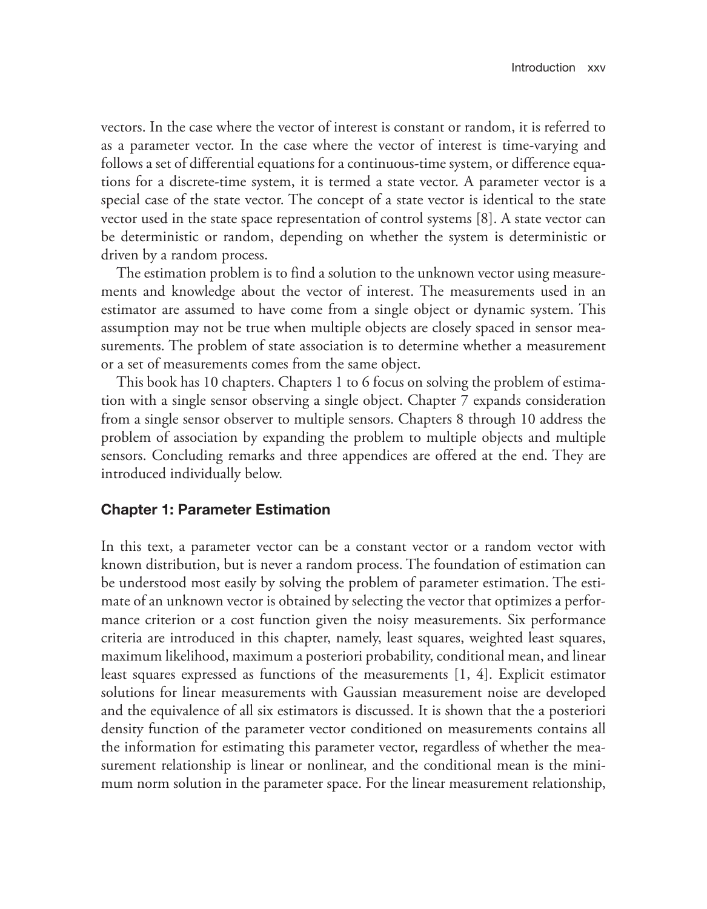vectors. In the case where the vector of interest is constant or random, it is referred to as a parameter vector. In the case where the vector of interest is time-varying and follows a set of differential equations for a continuous-time system, or difference equations for a discrete-time system, it is termed a state vector. A parameter vector is a special case of the state vector. The concept of a state vector is identical to the state vector used in the state space representation of control systems [8]. A state vector can be deterministic or random, depending on whether the system is deterministic or driven by a random process.

The estimation problem is to find a solution to the unknown vector using measurements and knowledge about the vector of interest. The measurements used in an estimator are assumed to have come from a single object or dynamic system. This assumption may not be true when multiple objects are closely spaced in sensor measurements. The problem of state association is to determine whether a measurement or a set of measurements comes from the same object.

This book has 10 chapters. Chapters 1 to 6 focus on solving the problem of estimation with a single sensor observing a single object. Chapter 7 expands consideration from a single sensor observer to multiple sensors. Chapters 8 through 10 address the problem of association by expanding the problem to multiple objects and multiple sensors. Concluding remarks and three appendices are offered at the end. They are introduced individually below.

### Chapter 1: Parameter Estimation

In this text, a parameter vector can be a constant vector or a random vector with known distribution, but is never a random process. The foundation of estimation can be understood most easily by solving the problem of parameter estimation. The estimate of an unknown vector is obtained by selecting the vector that optimizes a performance criterion or a cost function given the noisy measurements. Six performance criteria are introduced in this chapter, namely, least squares, weighted least squares, maximum likelihood, maximum a posteriori probability, conditional mean, and linear least squares expressed as functions of the measurements [1, 4]. Explicit estimator solutions for linear measurements with Gaussian measurement noise are developed and the equivalence of all six estimators is discussed. It is shown that the a posteriori density function of the parameter vector conditioned on measurements contains all the information for estimating this parameter vector, regardless of whether the measurement relationship is linear or nonlinear, and the conditional mean is the minimum norm solution in the parameter space. For the linear measurement relationship,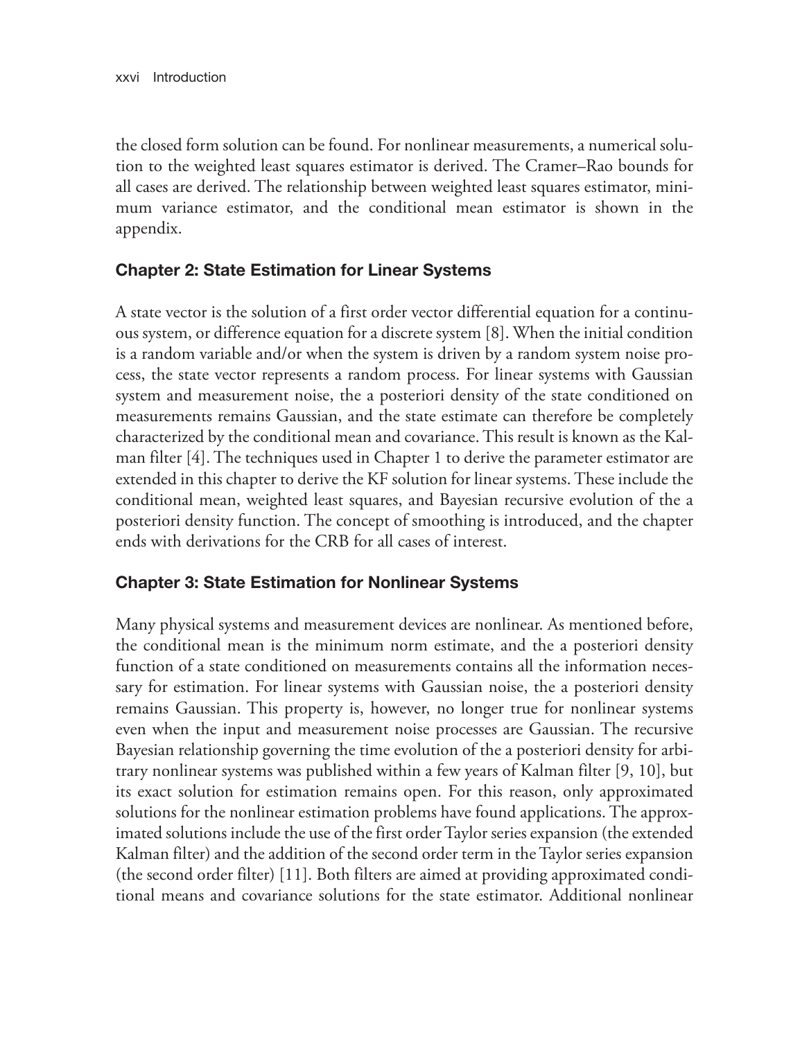the closed form solution can be found. For nonlinear measurements, a numerical solution to the weighted least squares estimator is derived. The Cramer–Rao bounds for all cases are derived. The relationship between weighted least squares estimator, minimum variance estimator, and the conditional mean estimator is shown in the appendix.

### Chapter 2: State Estimation for Linear Systems

A state vector is the solution of a first order vector differential equation for a continuous system, or difference equation for a discrete system [8]. When the initial condition is a random variable and/or when the system is driven by a random system noise process, the state vector represents a random process. For linear systems with Gaussian system and measurement noise, the a posteriori density of the state conditioned on measurements remains Gaussian, and the state estimate can therefore be completely characterized by the conditional mean and covariance. This result is known as the Kalman filter [4]. The techniques used in Chapter 1 to derive the parameter estimator are extended in this chapter to derive the KF solution for linear systems. These include the conditional mean, weighted least squares, and Bayesian recursive evolution of the a posteriori density function. The concept of smoothing is introduced, and the chapter ends with derivations for the CRB for all cases of interest.

### Chapter 3: State Estimation for Nonlinear Systems

Many physical systems and measurement devices are nonlinear. As mentioned before, the conditional mean is the minimum norm estimate, and the a posteriori density function of a state conditioned on measurements contains all the information necessary for estimation. For linear systems with Gaussian noise, the a posteriori density remains Gaussian. This property is, however, no longer true for nonlinear systems even when the input and measurement noise processes are Gaussian. The recursive Bayesian relationship governing the time evolution of the a posteriori density for arbitrary nonlinear systems was published within a few years of Kalman filter [9, 10], but its exact solution for estimation remains open. For this reason, only approximated solutions for the nonlinear estimation problems have found applications. The approximated solutions include the use of the first order Taylor series expansion (the extended Kalman filter) and the addition of the second order term in the Taylor series expansion (the second order filter) [11]. Both filters are aimed at providing approximated conditional means and covariance solutions for the state estimator. Additional nonlinear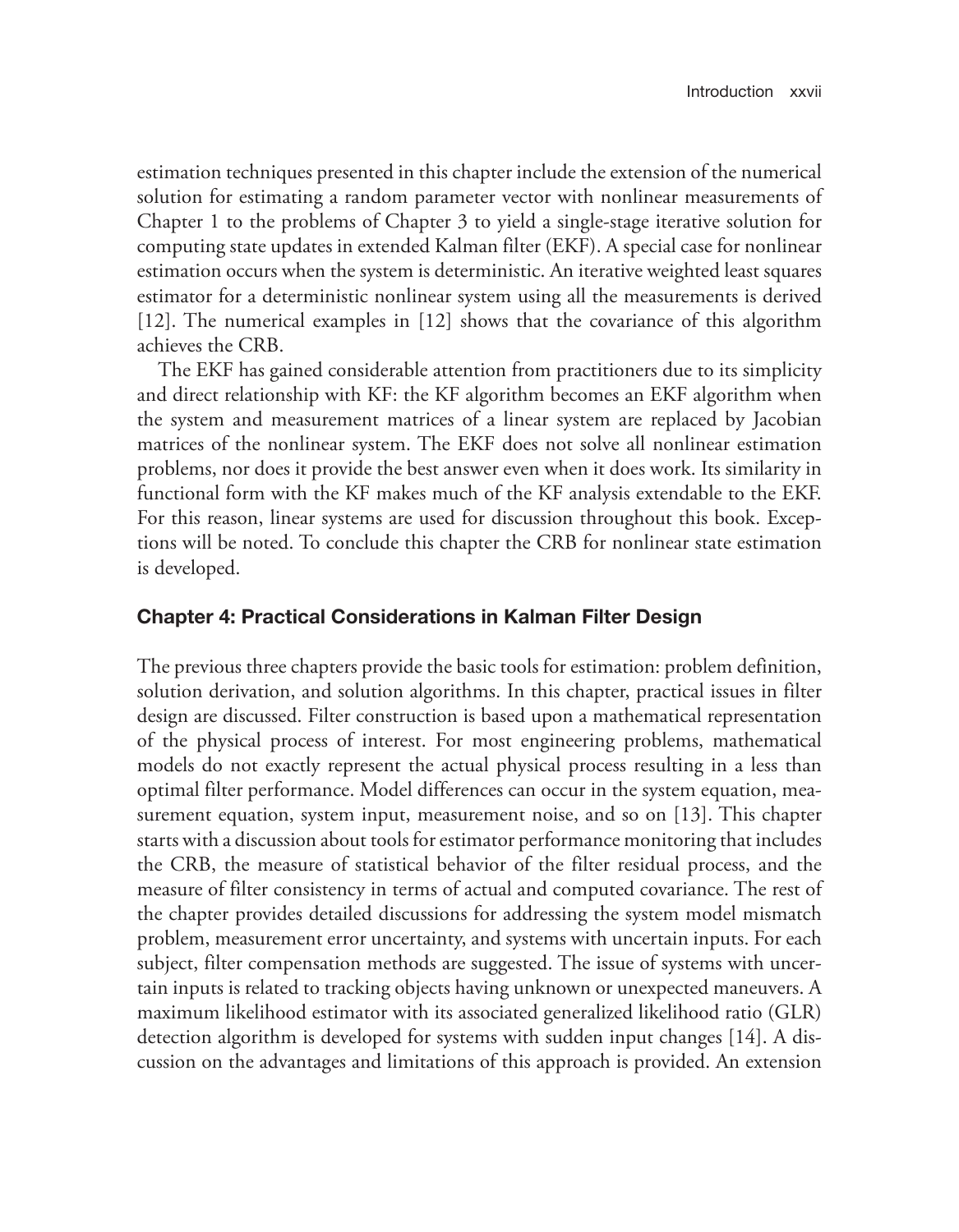estimation techniques presented in this chapter include the extension of the numerical solution for estimating a random parameter vector with nonlinear measurements of Chapter 1 to the problems of Chapter 3 to yield a single-stage iterative solution for computing state updates in extended Kalman filter (EKF). A special case for nonlinear estimation occurs when the system is deterministic. An iterative weighted least squares estimator for a deterministic nonlinear system using all the measurements is derived [12]. The numerical examples in [12] shows that the covariance of this algorithm achieves the CRB.

The EKF has gained considerable attention from practitioners due to its simplicity and direct relationship with KF: the KF algorithm becomes an EKF algorithm when the system and measurement matrices of a linear system are replaced by Jacobian matrices of the nonlinear system. The EKF does not solve all nonlinear estimation problems, nor does it provide the best answer even when it does work. Its similarity in functional form with the KF makes much of the KF analysis extendable to the EKF. For this reason, linear systems are used for discussion throughout this book. Exceptions will be noted. To conclude this chapter the CRB for nonlinear state estimation is developed.

### Chapter 4: Practical Considerations in Kalman Filter Design

The previous three chapters provide the basic tools for estimation: problem definition, solution derivation, and solution algorithms. In this chapter, practical issues in filter design are discussed. Filter construction is based upon a mathematical representation of the physical process of interest. For most engineering problems, mathematical models do not exactly represent the actual physical process resulting in a less than optimal filter performance. Model differences can occur in the system equation, measurement equation, system input, measurement noise, and so on [13]. This chapter starts with a discussion about tools for estimator performance monitoring that includes the CRB, the measure of statistical behavior of the filter residual process, and the measure of filter consistency in terms of actual and computed covariance. The rest of the chapter provides detailed discussions for addressing the system model mismatch problem, measurement error uncertainty, and systems with uncertain inputs. For each subject, filter compensation methods are suggested. The issue of systems with uncertain inputs is related to tracking objects having unknown or unexpected maneuvers. A maximum likelihood estimator with its associated generalized likelihood ratio (GLR) detection algorithm is developed for systems with sudden input changes [14]. A discussion on the advantages and limitations of this approach is provided. An extension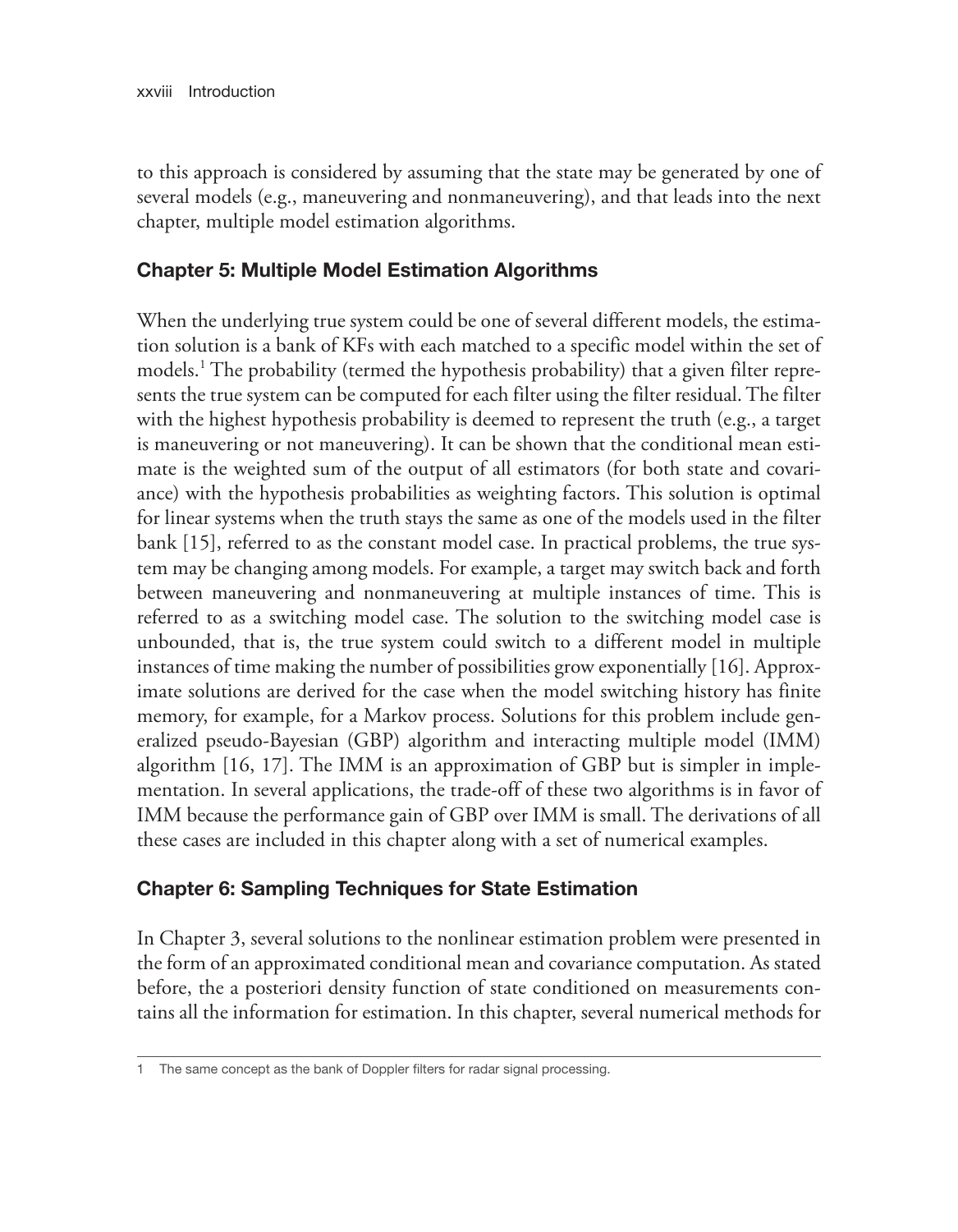to this approach is considered by assuming that the state may be generated by one of several models (e.g., maneuvering and nonmaneuvering), and that leads into the next chapter, multiple model estimation algorithms.

### Chapter 5: Multiple Model Estimation Algorithms

When the underlying true system could be one of several different models, the estimation solution is a bank of KFs with each matched to a specific model within the set of models.[1] The probability (termed the hypothesis probability) that a given filter represents the true system can be computed for each filter using the filter residual. The filter with the highest hypothesis probability is deemed to represent the truth (e.g., a target is maneuvering or not maneuvering). It can be shown that the conditional mean estimate is the weighted sum of the output of all estimators (for both state and covariance) with the hypothesis probabilities as weighting factors. This solution is optimal for linear systems when the truth stays the same as one of the models used in the filter bank [15], referred to as the constant model case. In practical problems, the true system may be changing among models. For example, a target may switch back and forth between maneuvering and nonmaneuvering at multiple instances of time. This is referred to as a switching model case. The solution to the switching model case is unbounded, that is, the true system could switch to a different model in multiple instances of time making the number of possibilities grow exponentially [16]. Approximate solutions are derived for the case when the model switching history has finite memory, for example, for a Markov process. Solutions for this problem include generalized pseudo-Bayesian (GBP) algorithm and interacting multiple model (IMM) algorithm [16, 17]. The IMM is an approximation of GBP but is simpler in implementation. In several applications, the trade-off of these two algorithms is in favor of IMM because the performance gain of GBP over IMM is small. The derivations of all these cases are included in this chapter along with a set of numerical examples.

### Chapter 6: Sampling Techniques for State Estimation

In Chapter 3, several solutions to the nonlinear estimation problem were presented in the form of an approximated conditional mean and covariance computation. As stated before, the a posteriori density function of state conditioned on measurements contains all the information for estimation. In this chapter, several numerical methods for

---

[1] The same concept as the bank of Doppler filters for radar signal processing.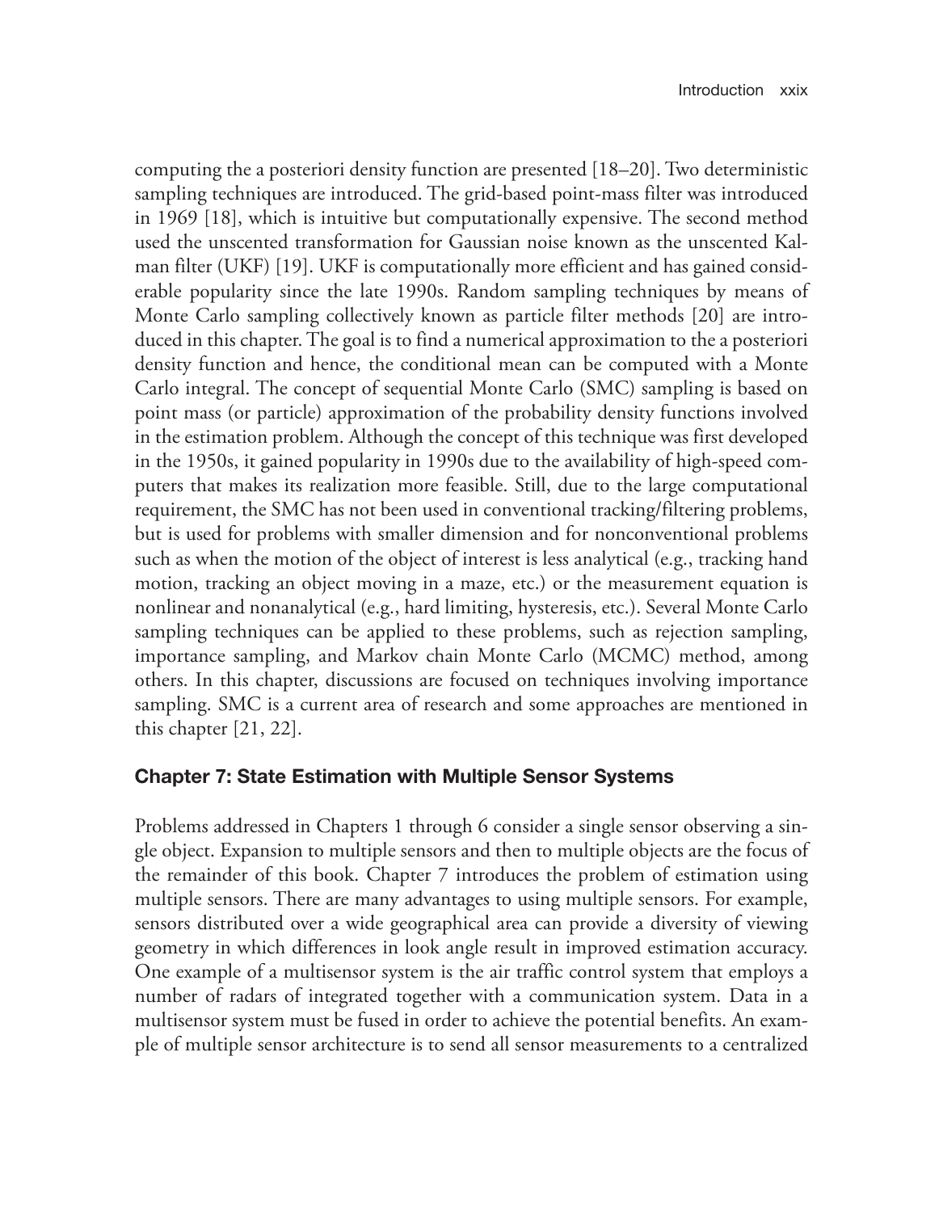computing the a posteriori density function are presented [18–20]. Two deterministic sampling techniques are introduced. The grid-based point-mass filter was introduced in 1969 [18], which is intuitive but computationally expensive. The second method used the unscented transformation for Gaussian noise known as the unscented Kalman filter (UKF) [19]. UKF is computationally more efficient and has gained considerable popularity since the late 1990s. Random sampling techniques by means of Monte Carlo sampling collectively known as particle filter methods [20] are introduced in this chapter. The goal is to find a numerical approximation to the a posteriori density function and hence, the conditional mean can be computed with a Monte Carlo integral. The concept of sequential Monte Carlo (SMC) sampling is based on point mass (or particle) approximation of the probability density functions involved in the estimation problem. Although the concept of this technique was first developed in the 1950s, it gained popularity in 1990s due to the availability of high-speed computers that makes its realization more feasible. Still, due to the large computational requirement, the SMC has not been used in conventional tracking/filtering problems, but is used for problems with smaller dimension and for nonconventional problems such as when the motion of the object of interest is less analytical (e.g., tracking hand motion, tracking an object moving in a maze, etc.) or the measurement equation is nonlinear and nonanalytical (e.g., hard limiting, hysteresis, etc.). Several Monte Carlo sampling techniques can be applied to these problems, such as rejection sampling, importance sampling, and Markov chain Monte Carlo (MCMC) method, among others. In this chapter, discussions are focused on techniques involving importance sampling. SMC is a current area of research and some approaches are mentioned in this chapter [21, 22].

### Chapter 7: State Estimation with Multiple Sensor Systems

Problems addressed in Chapters 1 through 6 consider a single sensor observing a single object. Expansion to multiple sensors and then to multiple objects are the focus of the remainder of this book. Chapter 7 introduces the problem of estimation using multiple sensors. There are many advantages to using multiple sensors. For example, sensors distributed over a wide geographical area can provide a diversity of viewing geometry in which differences in look angle result in improved estimation accuracy. One example of a multisensor system is the air traffic control system that employs a number of radars of integrated together with a communication system. Data in a multisensor system must be fused in order to achieve the potential benefits. An example of multiple sensor architecture is to send all sensor measurements to a centralized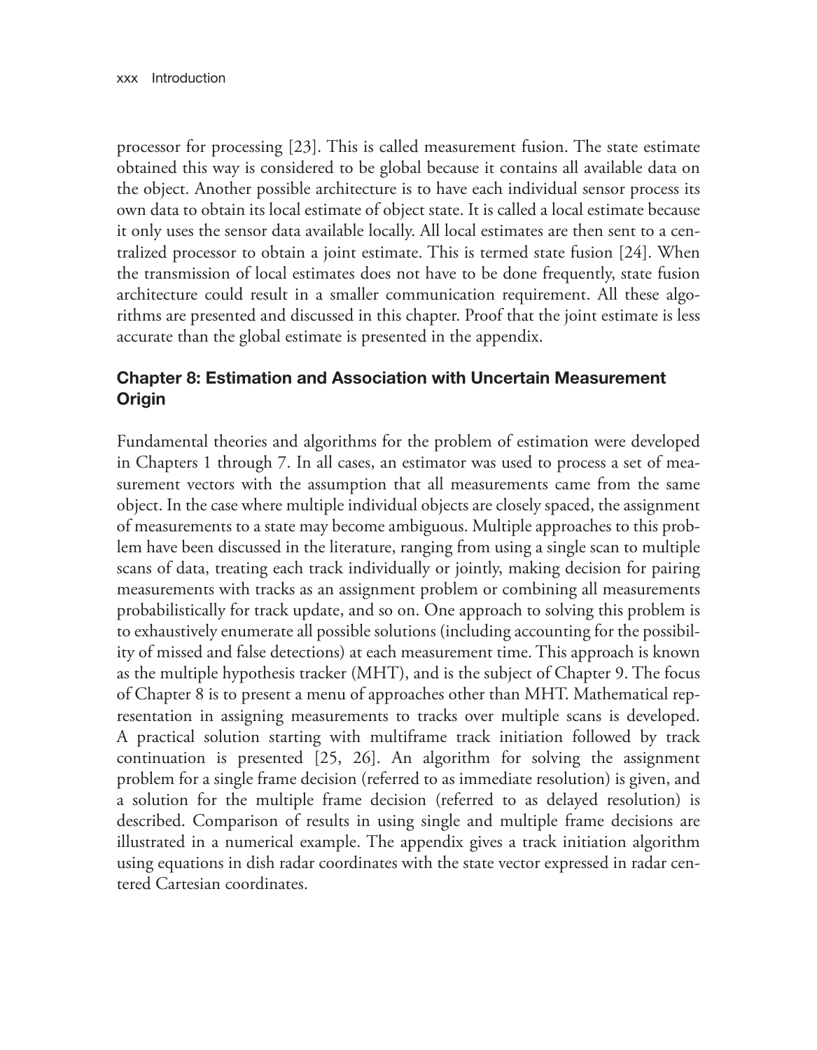processor for processing [23]. This is called measurement fusion. The state estimate obtained this way is considered to be global because it contains all available data on the object. Another possible architecture is to have each individual sensor process its own data to obtain its local estimate of object state. It is called a local estimate because it only uses the sensor data available locally. All local estimates are then sent to a centralized processor to obtain a joint estimate. This is termed state fusion [24]. When the transmission of local estimates does not have to be done frequently, state fusion architecture could result in a smaller communication requirement. All these algorithms are presented and discussed in this chapter. Proof that the joint estimate is less accurate than the global estimate is presented in the appendix.

### Chapter 8: Estimation and Association with Uncertain Measurement Origin

Fundamental theories and algorithms for the problem of estimation were developed in Chapters 1 through 7. In all cases, an estimator was used to process a set of measurement vectors with the assumption that all measurements came from the same object. In the case where multiple individual objects are closely spaced, the assignment of measurements to a state may become ambiguous. Multiple approaches to this problem have been discussed in the literature, ranging from using a single scan to multiple scans of data, treating each track individually or jointly, making decision for pairing measurements with tracks as an assignment problem or combining all measurements probabilistically for track update, and so on. One approach to solving this problem is to exhaustively enumerate all possible solutions (including accounting for the possibility of missed and false detections) at each measurement time. This approach is known as the multiple hypothesis tracker (MHT), and is the subject of Chapter 9. The focus of Chapter 8 is to present a menu of approaches other than MHT. Mathematical representation in assigning measurements to tracks over multiple scans is developed. A practical solution starting with multiframe track initiation followed by track continuation is presented [25, 26]. An algorithm for solving the assignment problem for a single frame decision (referred to as immediate resolution) is given, and a solution for the multiple frame decision (referred to as delayed resolution) is described. Comparison of results in using single and multiple frame decisions are illustrated in a numerical example. The appendix gives a track initiation algorithm using equations in dish radar coordinates with the state vector expressed in radar centered Cartesian coordinates.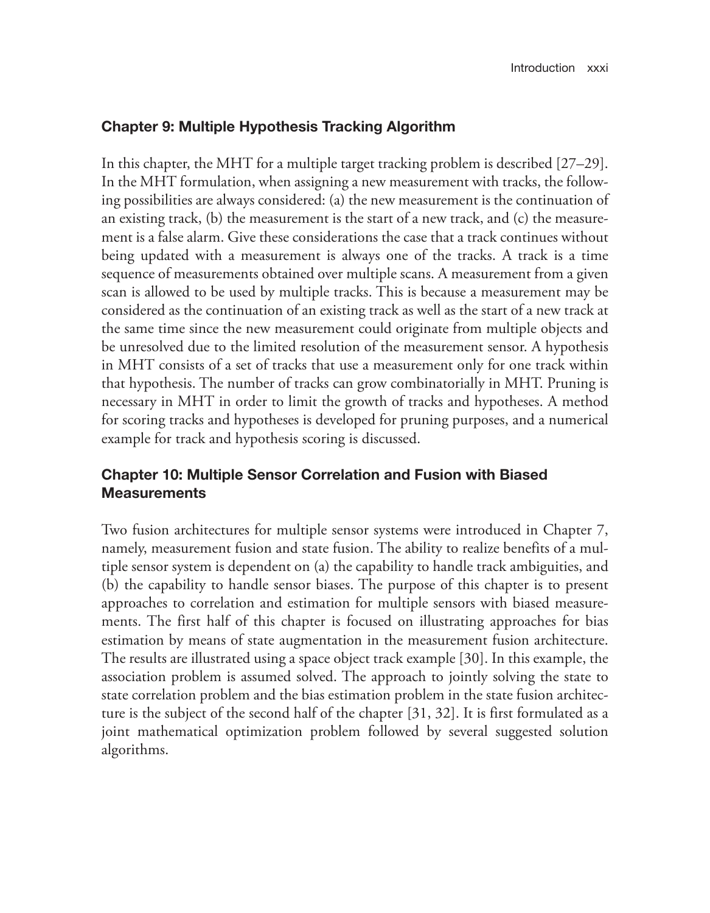### Chapter 9: Multiple Hypothesis Tracking Algorithm

In this chapter, the MHT for a multiple target tracking problem is described [27–29]. In the MHT formulation, when assigning a new measurement with tracks, the following possibilities are always considered: (a) the new measurement is the continuation of an existing track, (b) the measurement is the start of a new track, and (c) the measurement is a false alarm. Give these considerations the case that a track continues without being updated with a measurement is always one of the tracks. A track is a time sequence of measurements obtained over multiple scans. A measurement from a given scan is allowed to be used by multiple tracks. This is because a measurement may be considered as the continuation of an existing track as well as the start of a new track at the same time since the new measurement could originate from multiple objects and be unresolved due to the limited resolution of the measurement sensor. A hypothesis in MHT consists of a set of tracks that use a measurement only for one track within that hypothesis. The number of tracks can grow combinatorially in MHT. Pruning is necessary in MHT in order to limit the growth of tracks and hypotheses. A method for scoring tracks and hypotheses is developed for pruning purposes, and a numerical example for track and hypothesis scoring is discussed.

### Chapter 10: Multiple Sensor Correlation and Fusion with Biased Measurements

Two fusion architectures for multiple sensor systems were introduced in Chapter 7, namely, measurement fusion and state fusion. The ability to realize benefits of a multiple sensor system is dependent on (a) the capability to handle track ambiguities, and (b) the capability to handle sensor biases. The purpose of this chapter is to present approaches to correlation and estimation for multiple sensors with biased measurements. The first half of this chapter is focused on illustrating approaches for bias estimation by means of state augmentation in the measurement fusion architecture. The results are illustrated using a space object track example [30]. In this example, the association problem is assumed solved. The approach to jointly solving the state to state correlation problem and the bias estimation problem in the state fusion architecture is the subject of the second half of the chapter [31, 32]. It is first formulated as a joint mathematical optimization problem followed by several suggested solution algorithms.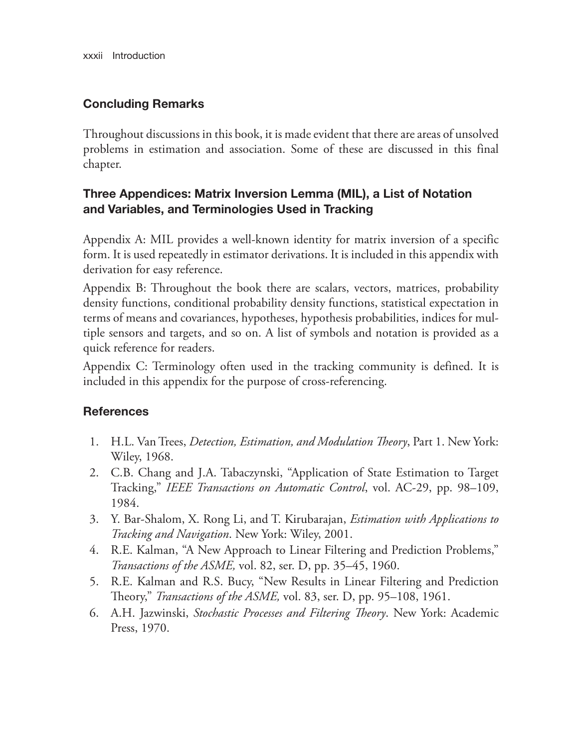## Concluding Remarks

Throughout discussions in this book, it is made evident that there are areas of unsolved problems in estimation and association. Some of these are discussed in this final chapter.

## Three Appendices: Matrix Inversion Lemma (MIL), a List of Notation and Variables, and Terminologies Used in Tracking

Appendix A: MIL provides a well-known identity for matrix inversion of a specific form. It is used repeatedly in estimator derivations. It is included in this appendix with derivation for easy reference.

Appendix B: Throughout the book there are scalars, vectors, matrices, probability density functions, conditional probability density functions, statistical expectation in terms of means and covariances, hypotheses, hypothesis probabilities, indices for multiple sensors and targets, and so on. A list of symbols and notation is provided as a quick reference for readers.

Appendix C: Terminology often used in the tracking community is defined. It is included in this appendix for the purpose of cross-referencing.

## References

1. H.L. Van Trees, *Detection, Estimation, and Modulation Theory*, Part 1. New York: Wiley, 1968.
2. C.B. Chang and J.A. Tabaczynski, "Application of State Estimation to Target Tracking," *IEEE Transactions on Automatic Control*, vol. AC-29, pp. 98–109, 1984.
3. Y. Bar-Shalom, X. Rong Li, and T. Kirubarajan, *Estimation with Applications to Tracking and Navigation*. New York: Wiley, 2001.
4. R.E. Kalman, "A New Approach to Linear Filtering and Prediction Problems," *Transactions of the ASME,* vol. 82, ser. D, pp. 35–45, 1960.
5. R.E. Kalman and R.S. Bucy, "New Results in Linear Filtering and Prediction Theory," *Transactions of the ASME,* vol. 83, ser. D, pp. 95–108, 1961.
6. A.H. Jazwinski, *Stochastic Processes and Filtering Theory*. New York: Academic Press, 1970.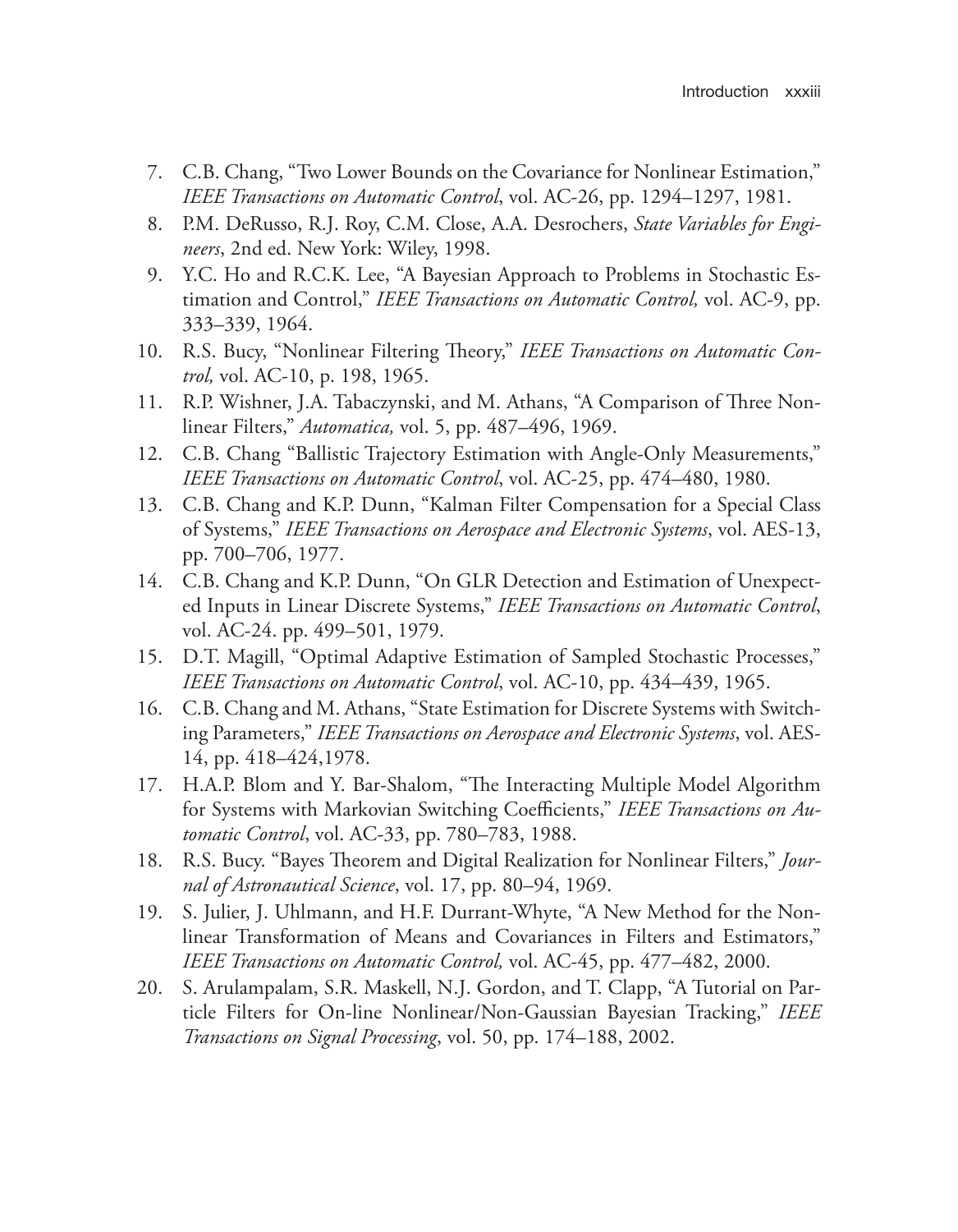7. C.B. Chang, "Two Lower Bounds on the Covariance for Nonlinear Estimation," *IEEE Transactions on Automatic Control*, vol. AC-26, pp. 1294–1297, 1981.
8. P.M. DeRusso, R.J. Roy, C.M. Close, A.A. Desrochers, *State Variables for Engineers*, 2nd ed. New York: Wiley, 1998.
9. Y.C. Ho and R.C.K. Lee, "A Bayesian Approach to Problems in Stochastic Estimation and Control," *IEEE Transactions on Automatic Control,* vol. AC-9, pp. 333–339, 1964.
10. R.S. Bucy, "Nonlinear Filtering Theory," *IEEE Transactions on Automatic Control,* vol. AC-10, p. 198, 1965.
11. R.P. Wishner, J.A. Tabaczynski, and M. Athans, "A Comparison of Three Nonlinear Filters," *Automatica,* vol. 5, pp. 487–496, 1969.
12. C.B. Chang "Ballistic Trajectory Estimation with Angle-Only Measurements," *IEEE Transactions on Automatic Control*, vol. AC-25, pp. 474–480, 1980.
13. C.B. Chang and K.P. Dunn, "Kalman Filter Compensation for a Special Class of Systems," *IEEE Transactions on Aerospace and Electronic Systems*, vol. AES-13, pp. 700–706, 1977.
14. C.B. Chang and K.P. Dunn, "On GLR Detection and Estimation of Unexpected Inputs in Linear Discrete Systems," *IEEE Transactions on Automatic Control*, vol. AC-24. pp. 499–501, 1979.
15. D.T. Magill, "Optimal Adaptive Estimation of Sampled Stochastic Processes," *IEEE Transactions on Automatic Control*, vol. AC-10, pp. 434–439, 1965.
16. C.B. Chang and M. Athans, "State Estimation for Discrete Systems with Switching Parameters," *IEEE Transactions on Aerospace and Electronic Systems*, vol. AES-14, pp. 418–424,1978.
17. H.A.P. Blom and Y. Bar-Shalom, "The Interacting Multiple Model Algorithm for Systems with Markovian Switching Coefficients," *IEEE Transactions on Automatic Control*, vol. AC-33, pp. 780–783, 1988.
18. R.S. Bucy. "Bayes Theorem and Digital Realization for Nonlinear Filters," *Journal of Astronautical Science*, vol. 17, pp. 80–94, 1969.
19. S. Julier, J. Uhlmann, and H.F. Durrant-Whyte, "A New Method for the Nonlinear Transformation of Means and Covariances in Filters and Estimators," *IEEE Transactions on Automatic Control,* vol. AC-45, pp. 477–482, 2000.
20. S. Arulampalam, S.R. Maskell, N.J. Gordon, and T. Clapp, "A Tutorial on Particle Filters for On-line Nonlinear/Non-Gaussian Bayesian Tracking," *IEEE Transactions on Signal Processing*, vol. 50, pp. 174–188, 2002.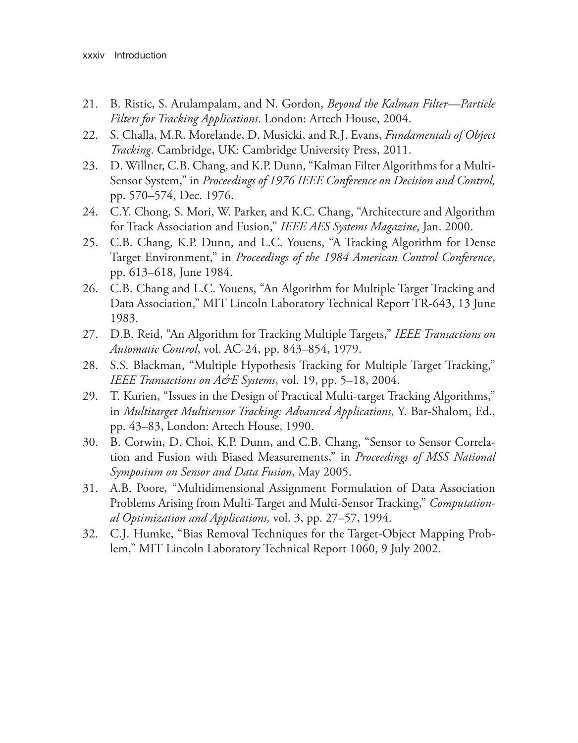21. B. Ristic, S. Arulampalam, and N. Gordon, *Beyond the Kalman Filter—Particle Filters for Tracking Applications*. London: Artech House, 2004.
22. S. Challa, M.R. Morelande, D. Musicki, and R.J. Evans, *Fundamentals of Object Tracking*. Cambridge, UK: Cambridge University Press, 2011.
23. D. Willner, C.B. Chang, and K.P. Dunn, "Kalman Filter Algorithms for a Multi-Sensor System," in *Proceedings of 1976 IEEE Conference on Decision and Control,* pp. 570–574, Dec. 1976.
24. C.Y. Chong, S. Mori, W. Parker, and K.C. Chang, "Architecture and Algorithm for Track Association and Fusion," *IEEE AES Systems Magazine*, Jan. 2000.
25. C.B. Chang, K.P. Dunn, and L.C. Youens, "A Tracking Algorithm for Dense Target Environment," in *Proceedings of the 1984 American Control Conference*, pp. 613–618, June 1984.
26. C.B. Chang and L.C. Youens, "An Algorithm for Multiple Target Tracking and Data Association," MIT Lincoln Laboratory Technical Report TR-643, 13 June 1983.
27. D.B. Reid, "An Algorithm for Tracking Multiple Targets," *IEEE Transactions on Automatic Control*, vol. AC-24, pp. 843–854, 1979.
28. S.S. Blackman, "Multiple Hypothesis Tracking for Multiple Target Tracking," *IEEE Transactions on A&E Systems*, vol. 19, pp. 5–18, 2004.
29. T. Kurien, "Issues in the Design of Practical Multi-target Tracking Algorithms," in *Multitarget Multisensor Tracking: Advanced Applications*, Y. Bar-Shalom, Ed., pp. 43–83, London: Artech House, 1990.
30. B. Corwin, D. Choi, K.P. Dunn, and C.B. Chang, "Sensor to Sensor Correlation and Fusion with Biased Measurements," in *Proceedings of MSS National Symposium on Sensor and Data Fusion*, May 2005.
31. A.B. Poore, "Multidimensional Assignment Formulation of Data Association Problems Arising from Multi-Target and Multi-Sensor Tracking," *Computational Optimization and Applications,* vol. 3, pp. 27–57, 1994.
32. C.J. Humke, "Bias Removal Techniques for the Target-Object Mapping Problem," MIT Lincoln Laboratory Technical Report 1060, 9 July 2002.